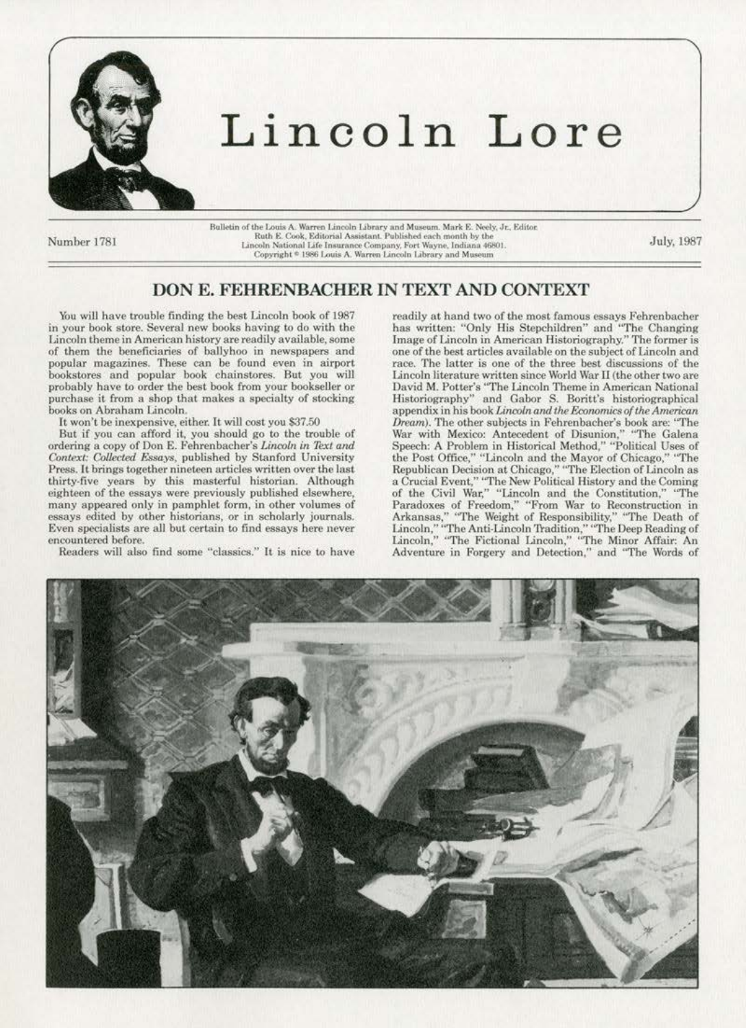# Lincoln Lore

Number 1781

Bulletin of the Louis A. Warren Lincoln Library and Museum. Mark E. Neely, Jr., Editor. Ruth E. Cook, Editorial Assistant. Published each month by the Lincoln National Life Insurance Company, Fort Wayne, Indiana 46801. Copyright © 1986 Louis A. Warren Lincoln Library and Museum

July, 1987

## DON E. FEHRENBACHER IN TEXT AND CONTEXT

You will have trouble finding the best Lincoln book of 1987 in your book store. Several new books having to do with the Lincoln theme in American history are readily available, some of them the beneficiaries of ballyhoo in newspapers and popular magazines. These can be found even in airport bookstores and popular book chainstores. But you will probably have to order the best book from your bookseller or purchase it from a shop that makes a specialty of stocking books on Abraham Lincoln.

It won't be inexpensive, either. It will cost you $37.50

But if you can afford it, you should go to the trouble of ordering a copy of Don E. Fehrenbacher's *Lincoln in Text and Context: Collected Essays*, published by Stanford University Press. It brings together nineteen articles written over the last thirty-five years by this masterful historian. Although eighteen of the essays were previously published elsewhere, many appeared only in pamphlet form, in other volumes of essays edited by other historians, or in scholarly journals. Even specialists are all but certain to find essays here never encountered before.

Readers will also find some "classics." It is nice to have readily at hand two of the most famous essays Fehrenbacher has written: "Only His Stepchildren" and "The Changing Image of Lincoln in American Historiography." The former is one of the best articles available on the subject of Lincoln and race. The latter is one of the three best discussions of the Lincoln literature written since World War II (the other two are David M. Potter's "The Lincoln Theme in American National Historiography" and Gabor S. Boritt's historiographical appendix in his book *Lincoln and the Economics of the American Dream*). The other subjects in Fehrenbacher's book are: "The War with Mexico: Antecedent of Disunion," "The Galena Speech: A Problem in Historical Method," "Political Uses of the Post Office," "Lincoln and the Mayor of Chicago," "The Republican Decision at Chicago," "The Election of Lincoln as a Crucial Event," "The New Political History and the Coming of the Civil War," "Lincoln and the Constitution," "The Paradoxes of Freedom," "From War to Reconstruction in Arkansas," "The Weight of Responsibility," "The Death of Lincoln," "The Anti-Lincoln Tradition," "The Deep Reading of Lincoln," "The Fictional Lincoln," "The Minor Affair: An Adventure in Forgery and Detection," and "The Words of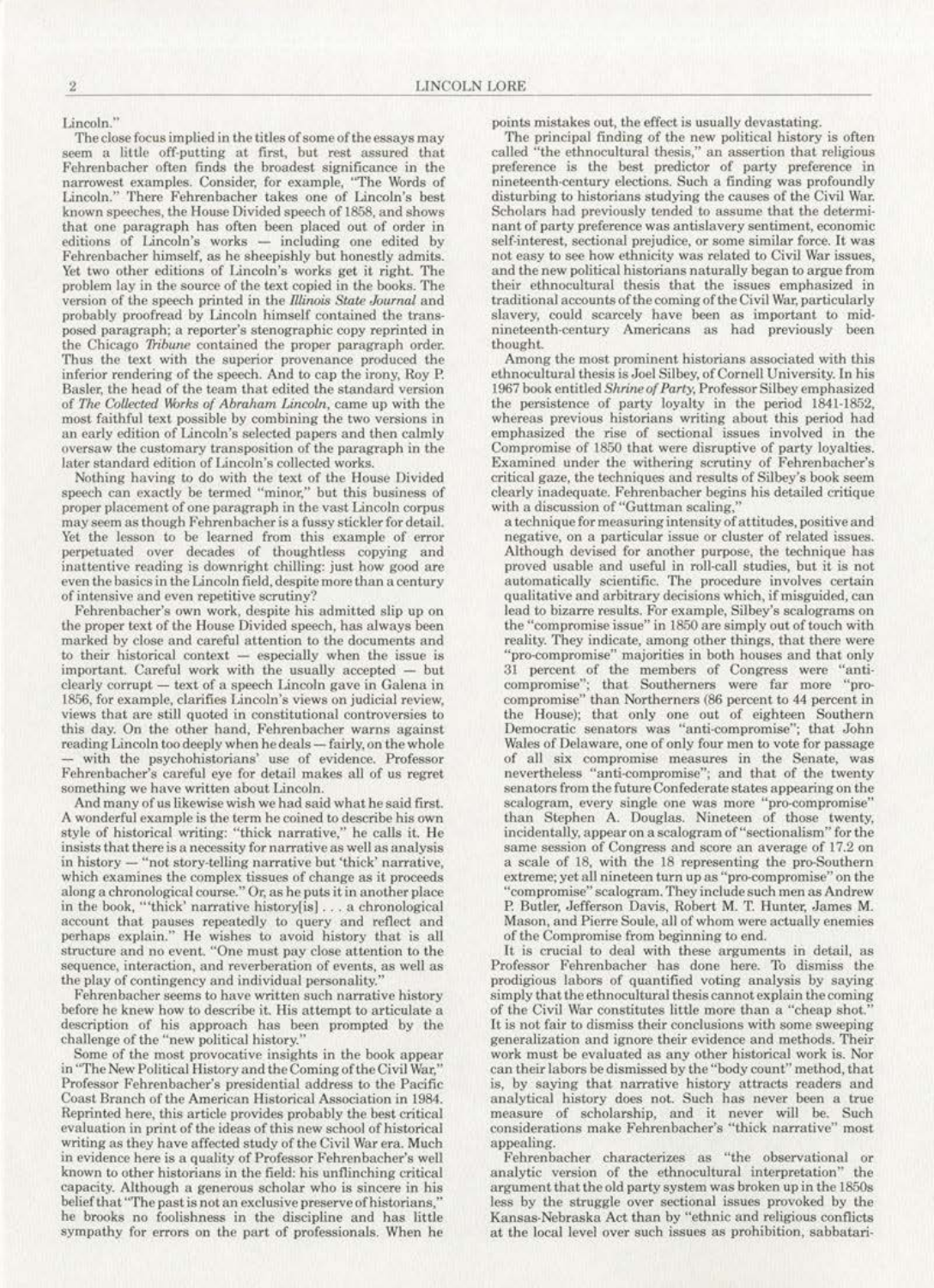Lincoln."

The close focus implied in the titles of some of the essays may seem a little off-putting at first, but rest assured that Fehrenbacher often finds the broadest significance in the narrowest examples. Consider, for example, "The Words of Lincoln." There Fehrenbacher takes one of Lincoln's best known speeches, the House Divided speech of 1858, and shows that one paragraph has often been placed out of order in editions of Lincoln's works — including one edited by Fehrenbacher himself, as he sheepishly but honestly admits. Yet two other editions of Lincoln's works get it right. The problem lay in the source of the text copied in the books. The version of the speech printed in the *Illinois State Journal* and probably proofread by Lincoln himself contained the transposed paragraph; a reporter's stenographic copy reprinted in the Chicago *Tribune* contained the proper paragraph order. Thus the text with the superior provenance produced the inferior rendering of the speech. And to cap the irony, Roy P. Basler, the head of the team that edited the standard version of *The Collected Works of Abraham Lincoln*, came up with the most faithful text possible by combining the two versions in an early edition of Lincoln's selected papers and then calmly oversaw the customary transposition of the paragraph in the later standard edition of Lincoln's collected works.

Nothing having to do with the text of the House Divided speech can exactly be termed "minor," but this business of proper placement of one paragraph in the vast Lincoln corpus may seem as though Fehrenbacher is a fussy stickler for detail. Yet the lesson to be learned from this example of error perpetuated over decades of thoughtless copying and inattentive reading is downright chilling: just how good are even the basics in the Lincoln field, despite more than a century of intensive and even repetitive scrutiny?

Fehrenbacher's own work, despite his admitted slip up on the proper text of the House Divided speech, has always been marked by close and careful attention to the documents and to their historical context — especially when the issue is important. Careful work with the usually accepted — but clearly corrupt — text of a speech Lincoln gave in Galena in 1856, for example, clarifies Lincoln's views on judicial review, views that are still quoted in constitutional controversies to this day. On the other hand, Fehrenbacher warns against reading Lincoln too deeply when he deals — fairly, on the whole — with the psychohistorians' use of evidence. Professor Fehrenbacher's careful eye for detail makes all of us regret something we have written about Lincoln.

And many of us likewise wish we had said what he said first. A wonderful example is the term he coined to describe his own style of historical writing: "thick narrative," he calls it. He insists that there is a necessity for narrative as well as analysis in history — "not story-telling narrative but 'thick' narrative, which examines the complex tissues of change as it proceeds along a chronological course." Or, as he puts it in another place in the book, "'thick' narrative history[is] . . . a chronological account that pauses repeatedly to query and reflect and perhaps explain." He wishes to avoid history that is all structure and no event. "One must pay close attention to the sequence, interaction, and reverberation of events, as well as the play of contingency and individual personality."

Fehrenbacher seems to have written such narrative history before he knew how to describe it. His attempt to articulate a description of his approach has been prompted by the challenge of the "new political history."

Some of the most provocative insights in the book appear in "The New Political History and the Coming of the Civil War," Professor Fehrenbacher's presidential address to the Pacific Coast Branch of the American Historical Association in 1984. Reprinted here, this article provides probably the best critical evaluation in print of the ideas of this new school of historical writing as they have affected study of the Civil War era. Much in evidence here is a quality of Professor Fehrenbacher's well known to other historians in the field: his unflinching critical capacity. Although a generous scholar who is sincere in his belief that "The past is not an exclusive preserve of historians," he brooks no foolishness in the discipline and has little sympathy for errors on the part of professionals. When he points mistakes out, the effect is usually devastating.

The principal finding of the new political history is often called "the ethnocultural thesis," an assertion that religious preference is the best predictor of party preference in nineteenth-century elections. Such a finding was profoundly disturbing to historians studying the causes of the Civil War. Scholars had previously tended to assume that the determinant of party preference was antislavery sentiment, economic self-interest, sectional prejudice, or some similar force. It was not easy to see how ethnicity was related to Civil War issues, and the new political historians naturally began to argue from their ethnocultural thesis that the issues emphasized in traditional accounts of the coming of the Civil War, particularly slavery, could scarcely have been as important to mid-nineteenth-century Americans as had previously been thought.

Among the most prominent historians associated with this ethnocultural thesis is Joel Silbey, of Cornell University. In his 1967 book entitled *Shrine of Party*, Professor Silbey emphasized the persistence of party loyalty in the period 1841-1852, whereas previous historians writing about this period had emphasized the rise of sectional issues involved in the Compromise of 1850 that were disruptive of party loyalties. Examined under the withering scrutiny of Fehrenbacher's critical gaze, the techniques and results of Silbey's book seem clearly inadequate. Fehrenbacher begins his detailed critique with a discussion of "Guttman scaling,"

> a technique for measuring intensity of attitudes, positive and negative, on a particular issue or cluster of related issues. Although devised for another purpose, the technique has proved usable and useful in roll-call studies, but it is not automatically scientific. The procedure involves certain qualitative and arbitrary decisions which, if misguided, can lead to bizarre results. For example, Silbey's scalograms on the "compromise issue" in 1850 are simply out of touch with reality. They indicate, among other things, that there were "pro-compromise" majorities in both houses and that only 31 percent of the members of Congress were "anti-compromise"; that Southerners were far more "pro-compromise" than Northerners (86 percent to 44 percent in the House); that only one out of eighteen Southern Democratic senators was "anti-compromise"; that John Wales of Delaware, one of only four men to vote for passage of all six compromise measures in the Senate, was nevertheless "anti-compromise"; and that of the twenty senators from the future Confederate states appearing on the scalogram, every single one was more "pro-compromise" than Stephen A. Douglas. Nineteen of those twenty, incidentally, appear on a scalogram of "sectionalism" for the same session of Congress and score an average of 17.2 on a scale of 18, with the 18 representing the pro-Southern extreme; yet all nineteen turn up as "pro-compromise" on the "compromise" scalogram. They include such men as Andrew P. Butler, Jefferson Davis, Robert M. T. Hunter, James M. Mason, and Pierre Soule, all of whom were actually enemies of the Compromise from beginning to end.

It is crucial to deal with these arguments in detail, as Professor Fehrenbacher has done here. To dismiss the prodigious labors of quantified voting analysis by saying simply that the ethnocultural thesis cannot explain the coming of the Civil War constitutes little more than a "cheap shot." It is not fair to dismiss their conclusions with some sweeping generalization and ignore their evidence and methods. Their work must be evaluated as any other historical work is. Nor can their labors be dismissed by the "body count" method, that is, by saying that narrative history attracts readers and analytical history does not. Such has never been a true measure of scholarship, and it never will be. Such considerations make Fehrenbacher's "thick narrative" most appealing.

Fehrenbacher characterizes as "the observational or analytic version of the ethnocultural interpretation" the argument that the old party system was broken up in the 1850s less by the struggle over sectional issues provoked by the Kansas-Nebraska Act than by "ethnic and religious conflicts at the local level over such issues as prohibition, sabbatari-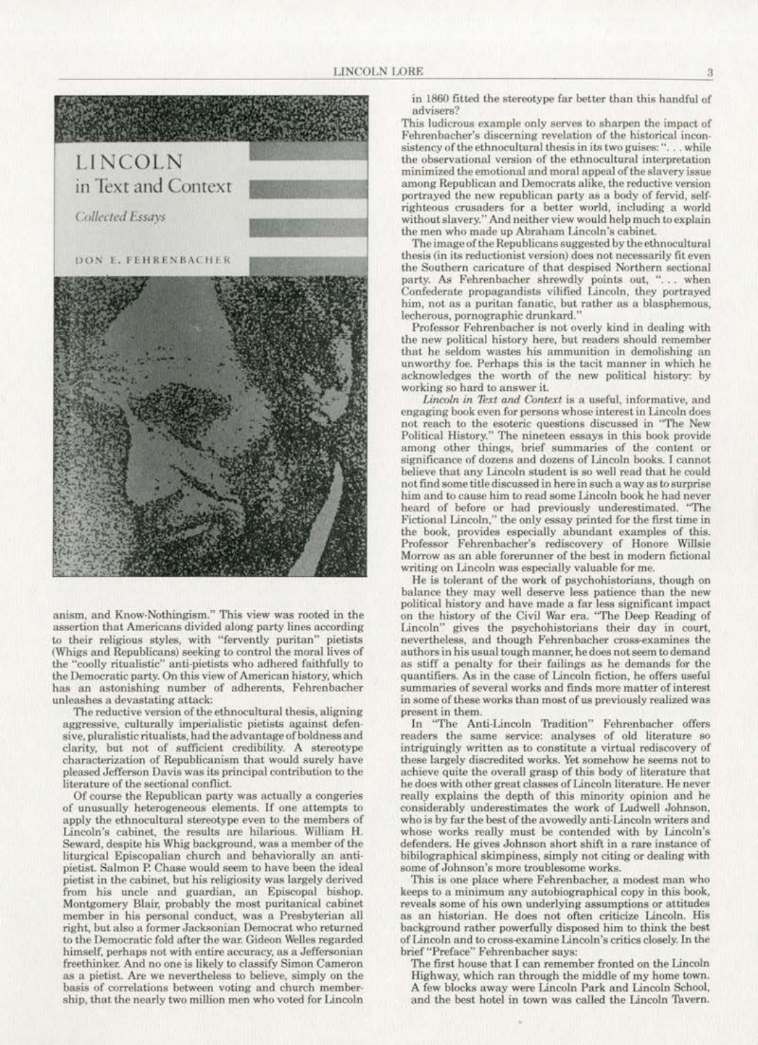LINCOLN
in Text and Context

Collected Essays

DON E. FEHRENBACHER

anism, and Know-Nothingism." This view was rooted in the assertion that Americans divided along party lines according to their religious styles, with "fervently puritan" pietists (Whigs and Republicans) seeking to control the moral lives of the "coolly ritualistic" anti-pietists who adhered faithfully to the Democratic party. On this view of American history, which has an astonishing number of adherents, Fehrenbacher unleashes a devastating attack:

> The reductive version of the ethnocultural thesis, aligning aggressive, culturally imperialistic pietists against defensive, pluralistic ritualists, had the advantage of boldness and clarity, but not of sufficient credibility. A stereotype characterization of Republicanism that would surely have pleased Jefferson Davis was its principal contribution to the literature of the sectional conflict.

Of course the Republican party was actually a congeries of unusually heterogeneous elements. If one attempts to apply the ethnocultural stereotype even to the members of Lincoln's cabinet, the results are hilarious. William H. Seward, despite his Whig background, was a member of the liturgical Episcopalian church and behaviorally an anti-pietist. Salmon P. Chase would seem to have been the ideal pietist in the cabinet, but his religiosity was largely derived from his uncle and guardian, an Episcopal bishop. Montgomery Blair, probably the most puritanical cabinet member in his personal conduct, was a Presbyterian all right, but also a former Jacksonian Democrat who returned to the Democratic fold after the war. Gideon Welles regarded himself, perhaps not with entire accuracy, as a Jeffersonian freethinker. And no one is likely to classify Simon Cameron as a pietist. Are we nevertheless to believe, simply on the basis of correlations between voting and church membership, that the nearly two million men who voted for Lincoln in 1860 fitted the stereotype far better than this handful of advisers?

This ludicrous example only serves to sharpen the impact of Fehrenbacher's discerning revelation of the historical inconsistency of the ethnocultural thesis in its two guises: ". . . while the observational version of the ethnocultural interpretation minimized the emotional and moral appeal of the slavery issue among Republican and Democrats alike, the reductive version portrayed the new republican party as a body of fervid, self-righteous crusaders for a better world, including a world without slavery." And neither view would help much to explain the men who made up Abraham Lincoln's cabinet.

The image of the Republicans suggested by the ethnocultural thesis (in its reductionist version) does not necessarily fit even the Southern caricature of that despised Northern sectional party. As Fehrenbacher shrewdly points out, ". . . when Confederate propagandists vilified Lincoln, they portrayed him, not as a puritan fanatic, but rather as a blasphemous, lecherous, pornographic drunkard."

Professor Fehrenbacher is not overly kind in dealing with the new political history here, but readers should remember that he seldom wastes his ammunition in demolishing an unworthy foe. Perhaps this is the tacit manner in which he acknowledges the worth of the new political history: by working so hard to answer it.

*Lincoln in Text and Context* is a useful, informative, and engaging book even for persons whose interest in Lincoln does not reach to the esoteric questions discussed in "The New Political History." The nineteen essays in this book provide among other things, brief summaries of the content or significance of dozens and dozens of Lincoln books. I cannot believe that any Lincoln student is so well read that he could not find some title discussed in here in such a way as to surprise him and to cause him to read some Lincoln book he had never heard of before or had previously underestimated. "The Fictional Lincoln," the only essay printed for the first time in the book, provides especially abundant examples of this. Professor Fehrenbacher's rediscovery of Honore Willsie Morrow as an able forerunner of the best in modern fictional writing on Lincoln was especially valuable for me.

He is tolerant of the work of psychohistorians, though on balance they may well deserve less patience than the new political history and have made a far less significant impact on the history of the Civil War era. "The Deep Reading of Lincoln" gives the psychohistorians their day in court, nevertheless, and though Fehrenbacher cross-examines the authors in his usual tough manner, he does not seem to demand as stiff a penalty for their failings as he demands for the quantifiers. As in the case of Lincoln fiction, he offers useful summaries of several works and finds more matter of interest in some of these works than most of us previously realized was present in them.

In "The Anti-Lincoln Tradition" Fehrenbacher offers readers the same service: analyses of old literature so intriguingly written as to constitute a virtual rediscovery of these largely discredited works. Yet somehow he seems not to achieve quite the overall grasp of this body of literature that he does with other great classes of Lincoln literature. He never really explains the depth of this minority opinion and he considerably underestimates the work of Ludwell Johnson, who is by far the best of the avowedly anti-Lincoln writers and whose works really must be contended with by Lincoln's defenders. He gives Johnson short shift in a rare instance of bibilographical skimpiness, simply not citing or dealing with some of Johnson's more troublesome works.

This is one place where Fehrenbacher, a modest man who keeps to a minimum any autobiographical copy in this book, reveals some of his own underlying assumptions or attitudes as an historian. He does not often criticize Lincoln. His background rather powerfully disposed him to think the best of Lincoln and to cross-examine Lincoln's critics closely. In the brief "Preface" Fehrenbacher says:

> The first house that I can remember fronted on the Lincoln Highway, which ran through the middle of my home town. A few blocks away were Lincoln Park and Lincoln School, and the best hotel in town was called the Lincoln Tavern.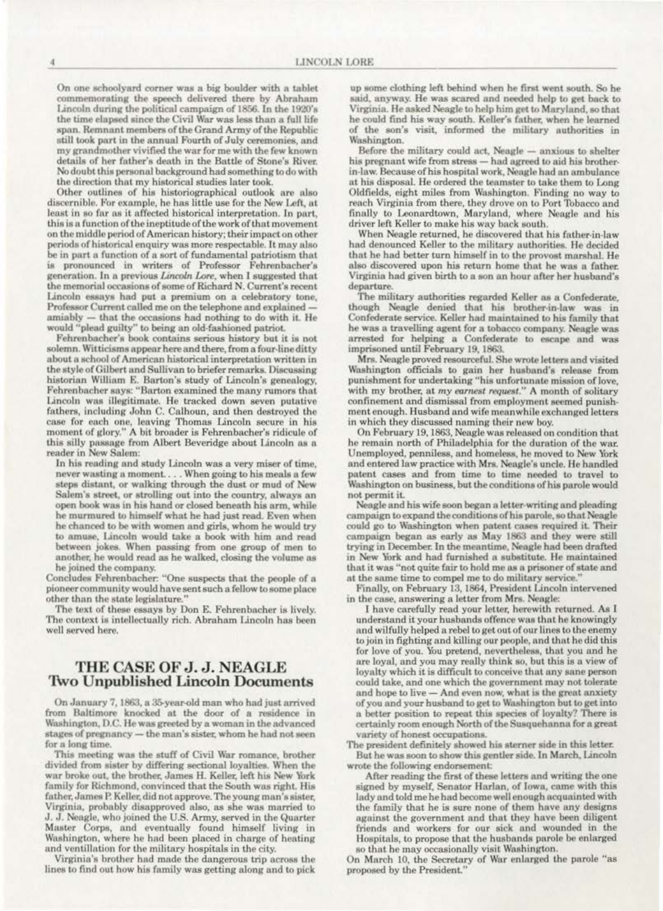On one schoolyard corner was a big boulder with a tablet commemorating the speech delivered there by Abraham Lincoln during the political campaign of 1856. In the 1920's the time elapsed since the Civil War was less than a full life span. Remnant members of the Grand Army of the Republic still took part in the annual Fourth of July ceremonies, and my grandmother vivified the war for me with the few known details of her father's death in the Battle of Stone's River. No doubt this personal background had something to do with the direction that my historical studies later took.

Other outlines of his historiographical outlook are also discernible. For example, he has little use for the New Left, at least in so far as it affected historical interpretation. In part, this is a function of the ineptitude of the work of that movement on the middle period of American history; their impact on other periods of historical enquiry was more respectable. It may also be in part a function of a sort of fundamental patriotism that is pronounced in writers of Professor Fehrenbacher's generation. In a previous *Lincoln Lore*, when I suggested that the memorial occasions of some of Richard N. Current's recent Lincoln essays had put a premium on a celebratory tone, Professor Current called me on the telephone and explained — amiably — that the occasions had nothing to do with it. He would "plead guilty" to being an old-fashioned patriot.

Fehrenbacher's book contains serious history but it is not solemn. Witticisms appear here and there, from a four-line ditty about a school of American historical interpretation written in the style of Gilbert and Sullivan to briefer remarks. Discussing historian William E. Barton's study of Lincoln's genealogy, Fehrenbacher says: "Barton examined the many rumors that Lincoln was illegitimate. He tracked down seven putative fathers, including John C. Calhoun, and then destroyed the case for each one, leaving Thomas Lincoln secure in his moment of glory." A bit broader is Fehrenbacher's ridicule of this silly passage from Albert Beveridge about Lincoln as a reader in New Salem:

> In his reading and study Lincoln was a very miser of time, never wasting a moment. . . . When going to his meals a few steps distant, or walking through the dust or mud of New Salem's street, or strolling out into the country, always an open book was in his hand or closed beneath his arm, while he murmured to himself what he had just read. Even when he chanced to be with women and girls, whom he would try to amuse, Lincoln would take a book with him and read between jokes. When passing from one group of men to another, he would read as he walked, closing the volume as he joined the company.

Concludes Fehrenbacher: "One suspects that the people of a pioneer community would have sent such a fellow to some place other than the state legislature."

The text of these essays by Don E. Fehrenbacher is lively. The context is intellectually rich. Abraham Lincoln has been well served here.

## THE CASE OF J. J. NEAGLE
## Two Unpublished Lincoln Documents

On January 7, 1863, a 35-year-old man who had just arrived from Baltimore knocked at the door of a residence in Washington, D.C. He was greeted by a woman in the advanced stages of pregnancy — the man's sister, whom he had not seen for a long time.

This meeting was the stuff of Civil War romance, brother divided from sister by differing sectional loyalties. When the war broke out, the brother, James H. Keller, left his New York family for Richmond, convinced that the South was right. His father, James P. Keller, did not approve. The young man's sister, Virginia, probably disapproved also, as she was married to J. J. Neagle, who joined the U.S. Army, served in the Quarter Master Corps, and eventually found himself living in Washington, where he had been placed in charge of heating and ventillation for the military hospitals in the city.

Virginia's brother had made the dangerous trip across the lines to find out how his family was getting along and to pick up some clothing left behind when he first went south. So he said, anyway. He was scared and needed help to get back to Virginia. He asked Neagle to help him get to Maryland, so that he could find his way south. Keller's father, when he learned of the son's visit, informed the military authorities in Washington.

Before the military could act, Neagle — anxious to shelter his pregnant wife from stress — had agreed to aid his brother-in-law. Because of his hospital work, Neagle had an ambulance at his disposal. He ordered the teamster to take them to Long Oldfields, eight miles from Washington. Finding no way to reach Virginia from there, they drove on to Port Tobacco and finally to Leonardtown, Maryland, where Neagle and his driver left Keller to make his way back south.

When Neagle returned, he discovered that his father-in-law had denounced Keller to the military authorities. He decided that he had better turn himself in to the provost marshal. He also discovered upon his return home that he was a father. Virginia had given birth to a son an hour after her husband's departure.

The military authorities regarded Keller as a Confederate, though Neagle denied that his brother-in-law was in Confederate service. Keller had maintained to his family that he was a travelling agent for a tobacco company. Neagle was arrested for helping a Confederate to escape and was imprisoned until February 19, 1863.

Mrs. Neagle proved resourceful. She wrote letters and visited Washington officials to gain her husband's release from punishment for undertaking "his unfortunate mission of love, with my brother, at *my earnest request*." A month of solitary confinement and dismissal from employment seemed punishment enough. Husband and wife meanwhile exchanged letters in which they discussed naming their new boy.

On February 19, 1863, Neagle was released on condition that he remain north of Philadelphia for the duration of the war. Unemployed, penniless, and homeless, he moved to New York and entered law practice with Mrs. Neagle's uncle. He handled patent cases and from time to time needed to travel to Washington on business, but the conditions of his parole would not permit it.

Neagle and his wife soon began a letter-writing and pleading campaign to expand the conditions of his parole, so that Neagle could go to Washington when patent cases required it. Their campaign began as early as May 1863 and they were still trying in December. In the meantime, Neagle had been drafted in New York and had furnished a substitute. He maintained that it was "not quite fair to hold me as a prisoner of state and at the same time to compel me to do military service."

Finally, on February 13, 1864, President Lincoln intervened in the case, answering a letter from Mrs. Neagle:

> I have carefully read your letter, herewith returned. As I understand it your husbands offence was that he knowingly and wilfully helped a rebel to get out of our lines to the enemy to join in fighting and killing our people, and that he did this for love of you. You pretend, nevertheless, that you and he are loyal, and you may really think so, but this is a view of loyalty which it is difficult to conceive that any sane person could take, and one which the government may not tolerate and hope to live — And even now, what is the great anxiety of you and your husband to get to Washington but to get into a better position to repeat this species of loyalty? There is certainly room enough North of the Susquehanna for a great variety of honest occupations.

The president definitely showed his sterner side in this letter.

But he was soon to show this gentler side. In March, Lincoln wrote the following endorsement:

> After reading the first of these letters and writing the one signed by myself, Senator Harlan, of Iowa, came with this lady and told me he had become well enough acquainted with the family that he is sure none of them have any designs against the government and that they have been diligent friends and workers for our sick and wounded in the Hospitals, to propose that the husbands parole be enlarged so that he may occasionally visit Washington.

On March 10, the Secretary of War enlarged the parole "as proposed by the President."